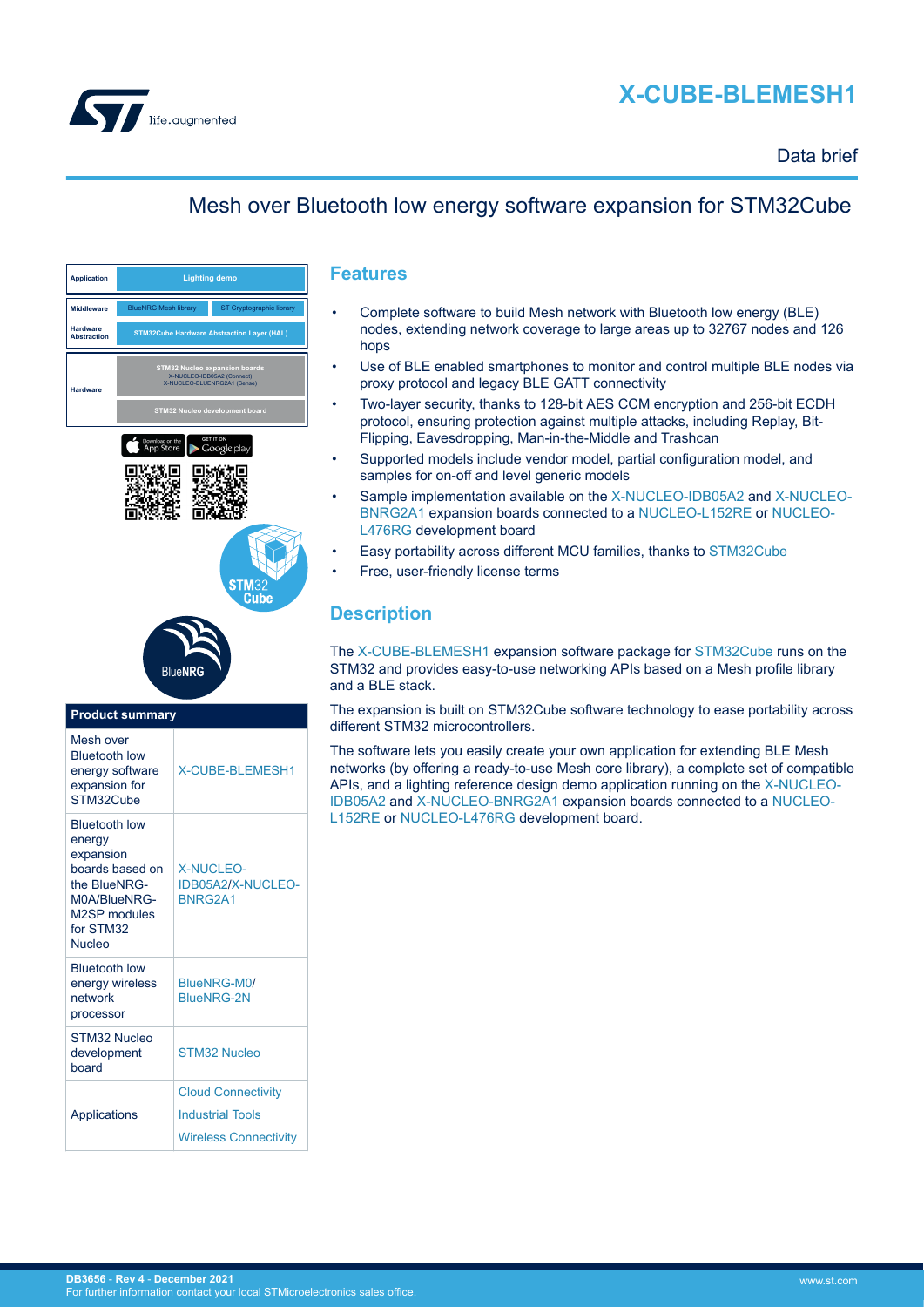# X-CUBE-BLEMESH1

Data brief

## Mesh over Bluetooth low energy software expansion for STM32Cube

| Product summary | |
|---|---|
| Mesh over Bluetooth low energy software expansion for STM32Cube | X-CUBE-BLEMESH1 |
| Bluetooth low energy expansion boards based on the BlueNRG-M0A/BlueNRG-M2SP modules for STM32 Nucleo | X-NUCLEO-IDB05A2/X-NUCLEO-BNRG2A1 |
| Bluetooth low energy wireless network processor | BlueNRG-M0/ BlueNRG-2N |
| STM32 Nucleo development board | STM32 Nucleo |
| Applications | Cloud Connectivity<br>Industrial Tools<br>Wireless Connectivity |

## Features

- Complete software to build Mesh network with Bluetooth low energy (BLE) nodes, extending network coverage to large areas up to 32767 nodes and 126 hops
- Use of BLE enabled smartphones to monitor and control multiple BLE nodes via proxy protocol and legacy BLE GATT connectivity
- Two-layer security, thanks to 128-bit AES CCM encryption and 256-bit ECDH protocol, ensuring protection against multiple attacks, including Replay, Bit-Flipping, Eavesdropping, Man-in-the-Middle and Trashcan
- Supported models include vendor model, partial configuration model, and samples for on-off and level generic models
- Sample implementation available on the X-NUCLEO-IDB05A2 and X-NUCLEO-BNRG2A1 expansion boards connected to a NUCLEO-L152RE or NUCLEO-L476RG development board
- Easy portability across different MCU families, thanks to STM32Cube
- Free, user-friendly license terms

## Description

The X-CUBE-BLEMESH1 expansion software package for STM32Cube runs on the STM32 and provides easy-to-use networking APIs based on a Mesh profile library and a BLE stack.

The expansion is built on STM32Cube software technology to ease portability across different STM32 microcontrollers.

The software lets you easily create your own application for extending BLE Mesh networks (by offering a ready-to-use Mesh core library), a complete set of compatible APIs, and a lighting reference design demo application running on the X-NUCLEO-IDB05A2 and X-NUCLEO-BNRG2A1 expansion boards connected to a NUCLEO-L152RE or NUCLEO-L476RG development board.

DB3656 - Rev 4 - December 2021
For further information contact your local STMicroelectronics sales office.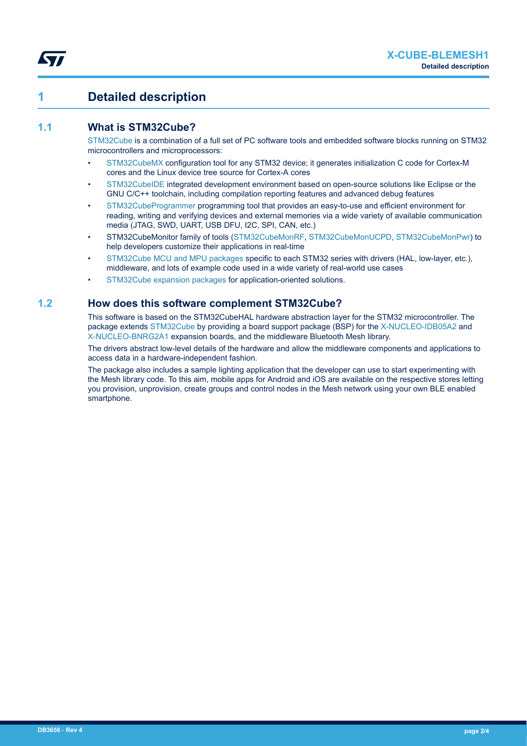# 1 Detailed description

## 1.1 What is STM32Cube?

STM32Cube is a combination of a full set of PC software tools and embedded software blocks running on STM32 microcontrollers and microprocessors:

- STM32CubeMX configuration tool for any STM32 device; it generates initialization C code for Cortex-M cores and the Linux device tree source for Cortex-A cores
- STM32CubeIDE integrated development environment based on open-source solutions like Eclipse or the GNU C/C++ toolchain, including compilation reporting features and advanced debug features
- STM32CubeProgrammer programming tool that provides an easy-to-use and efficient environment for reading, writing and verifying devices and external memories via a wide variety of available communication media (JTAG, SWD, UART, USB DFU, I2C, SPI, CAN, etc.)
- STM32CubeMonitor family of tools (STM32CubeMonRF, STM32CubeMonUCPD, STM32CubeMonPwr) to help developers customize their applications in real-time
- STM32Cube MCU and MPU packages specific to each STM32 series with drivers (HAL, low-layer, etc.), middleware, and lots of example code used in a wide variety of real-world use cases
- STM32Cube expansion packages for application-oriented solutions.

## 1.2 How does this software complement STM32Cube?

This software is based on the STM32CubeHAL hardware abstraction layer for the STM32 microcontroller. The package extends STM32Cube by providing a board support package (BSP) for the X-NUCLEO-IDB05A2 and X-NUCLEO-BNRG2A1 expansion boards, and the middleware Bluetooth Mesh library.

The drivers abstract low-level details of the hardware and allow the middleware components and applications to access data in a hardware-independent fashion.

The package also includes a sample lighting application that the developer can use to start experimenting with the Mesh library code. To this aim, mobile apps for Android and iOS are available on the respective stores letting you provision, unprovision, create groups and control nodes in the Mesh network using your own BLE enabled smartphone.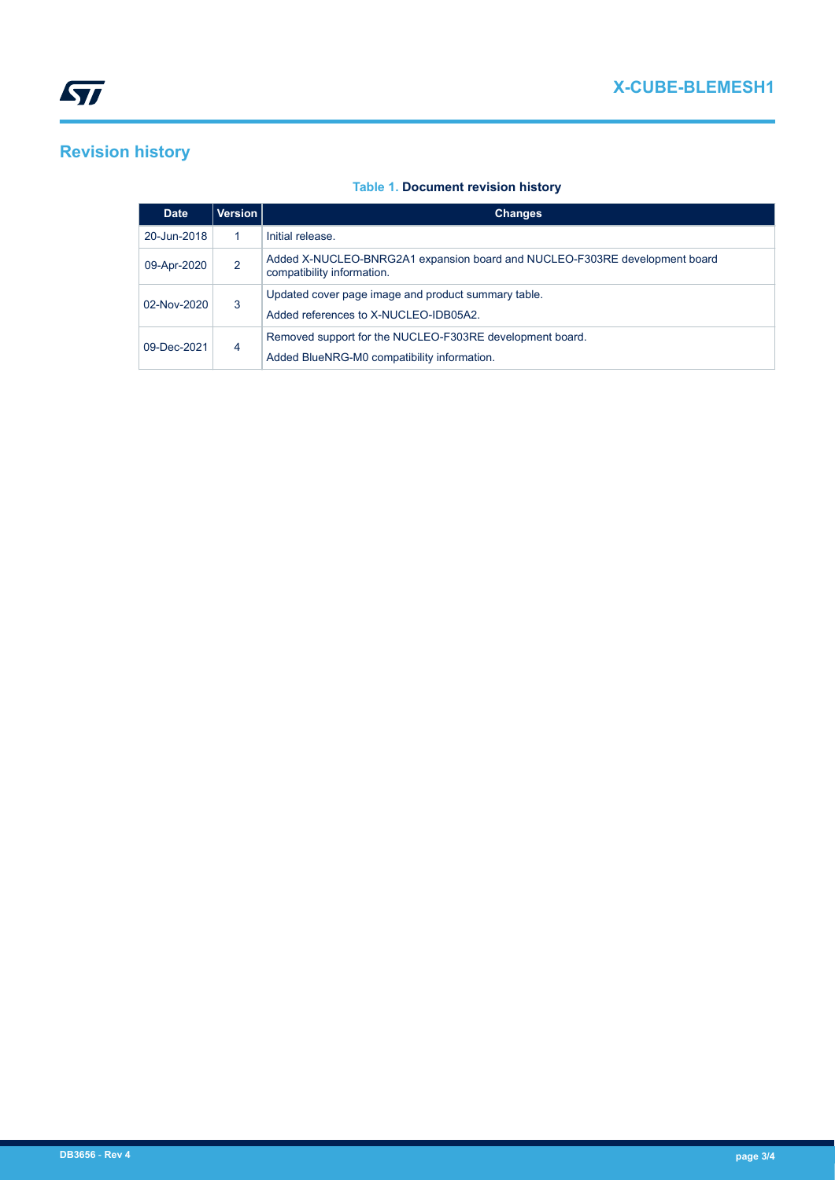## Revision history

**Table 1. Document revision history**

| Date | Version | Changes |
| --- | --- | --- |
| 20-Jun-2018 | 1 | Initial release. |
| 09-Apr-2020 | 2 | Added X-NUCLEO-BNRG2A1 expansion board and NUCLEO-F303RE development board compatibility information. |
| 02-Nov-2020 | 3 | Updated cover page image and product summary table.<br>Added references to X-NUCLEO-IDB05A2. |
| 09-Dec-2021 | 4 | Removed support for the NUCLEO-F303RE development board.<br>Added BlueNRG-M0 compatibility information. |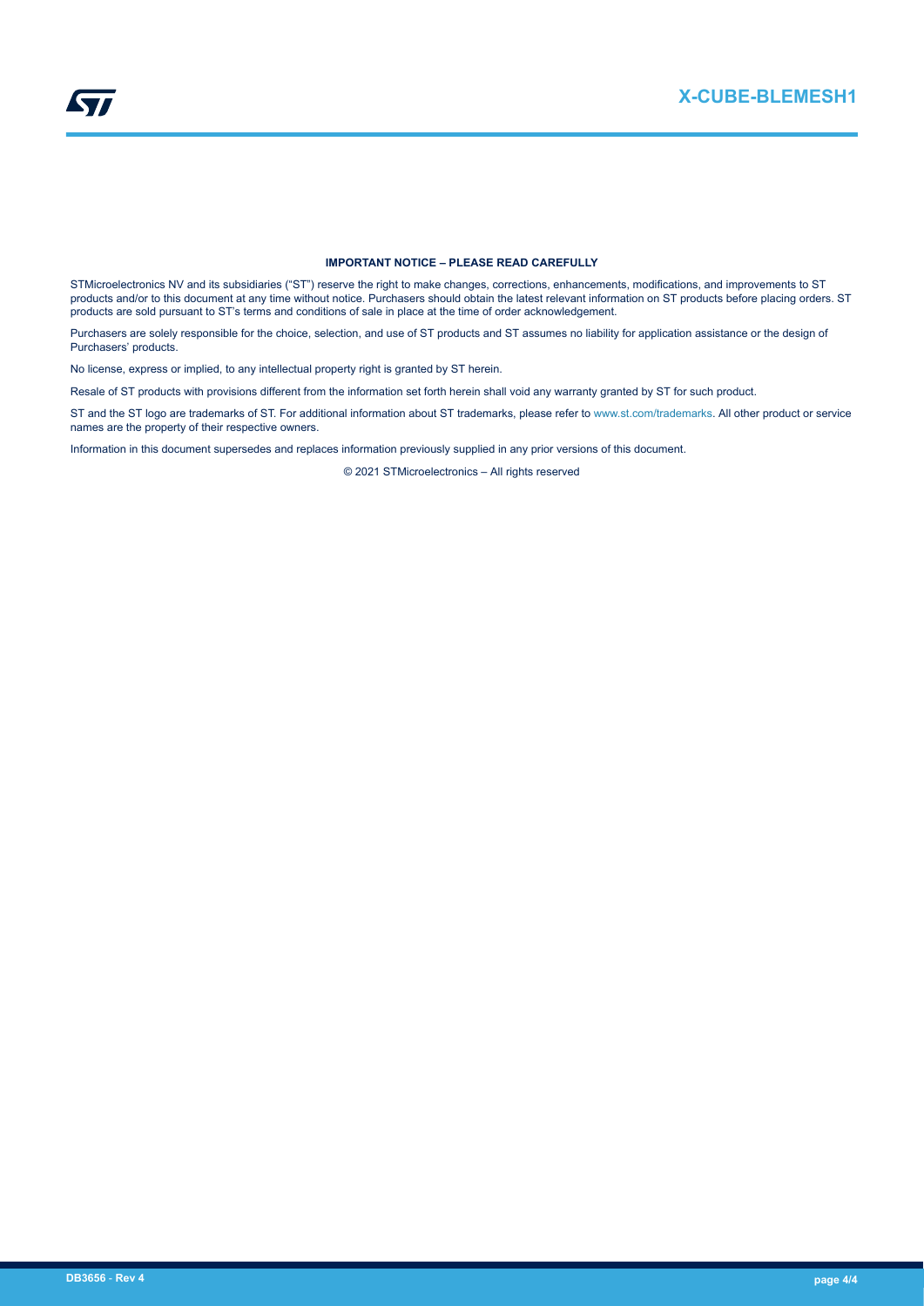**IMPORTANT NOTICE – PLEASE READ CAREFULLY**

STMicroelectronics NV and its subsidiaries ("ST") reserve the right to make changes, corrections, enhancements, modifications, and improvements to ST products and/or to this document at any time without notice. Purchasers should obtain the latest relevant information on ST products before placing orders. ST products are sold pursuant to ST's terms and conditions of sale in place at the time of order acknowledgement.

Purchasers are solely responsible for the choice, selection, and use of ST products and ST assumes no liability for application assistance or the design of Purchasers' products.

No license, express or implied, to any intellectual property right is granted by ST herein.

Resale of ST products with provisions different from the information set forth herein shall void any warranty granted by ST for such product.

ST and the ST logo are trademarks of ST. For additional information about ST trademarks, please refer to www.st.com/trademarks. All other product or service names are the property of their respective owners.

Information in this document supersedes and replaces information previously supplied in any prior versions of this document.

© 2021 STMicroelectronics – All rights reserved